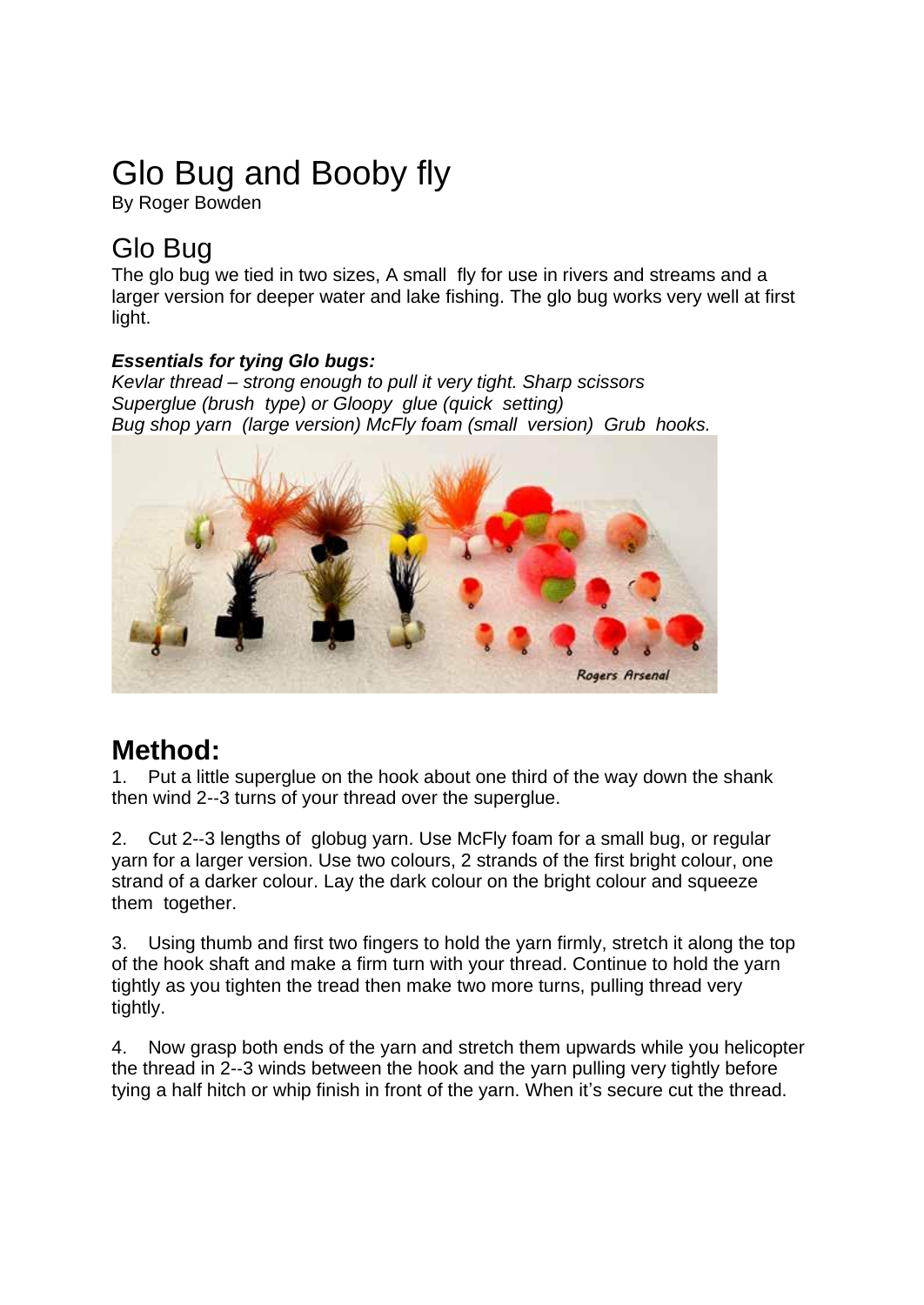# Glo Bug and Booby fly

By Roger Bowden

## Glo Bug

The glo bug we tied in two sizes, A small fly for use in rivers and streams and a larger version for deeper water and lake fishing. The glo bug works very well at first light.

***Essentials for tying Glo bugs:***
*Kevlar thread – strong enough to pull it very tight. Sharp scissors*
*Superglue (brush type) or Gloopy glue (quick setting)*
*Bug shop yarn (large version) McFly foam (small version) Grub hooks.*

## Method:

1. Put a little superglue on the hook about one third of the way down the shank then wind 2--3 turns of your thread over the superglue.

2. Cut 2--3 lengths of globug yarn. Use McFly foam for a small bug, or regular yarn for a larger version. Use two colours, 2 strands of the first bright colour, one strand of a darker colour. Lay the dark colour on the bright colour and squeeze them together.

3. Using thumb and first two fingers to hold the yarn firmly, stretch it along the top of the hook shaft and make a firm turn with your thread. Continue to hold the yarn tightly as you tighten the tread then make two more turns, pulling thread very tightly.

4. Now grasp both ends of the yarn and stretch them upwards while you helicopter the thread in 2--3 winds between the hook and the yarn pulling very tightly before tying a half hitch or whip finish in front of the yarn. When it's secure cut the thread.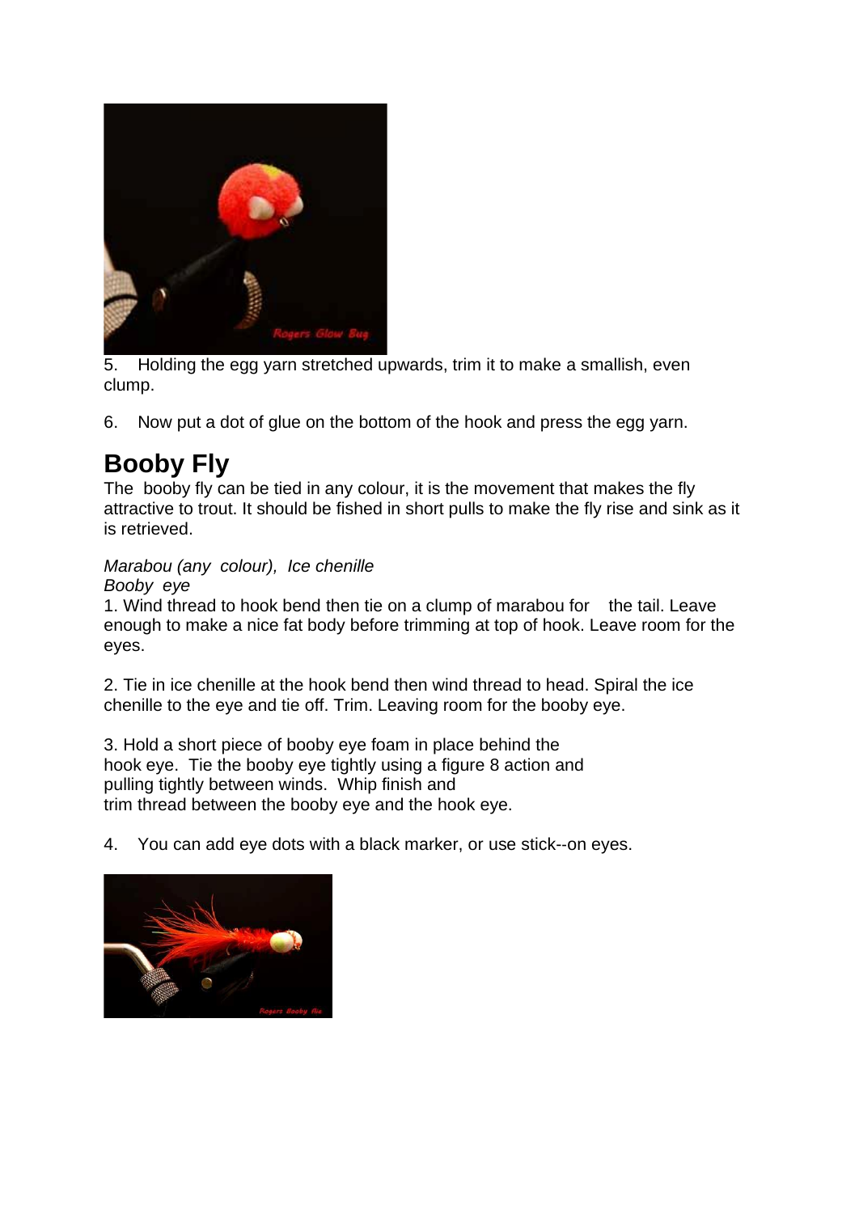5. Holding the egg yarn stretched upwards, trim it to make a smallish, even clump.

6. Now put a dot of glue on the bottom of the hook and press the egg yarn.

# Booby Fly

The booby fly can be tied in any colour, it is the movement that makes the fly attractive to trout. It should be fished in short pulls to make the fly rise and sink as it is retrieved.

*Marabou (any colour), Ice chenille*
*Booby eye*

1. Wind thread to hook bend then tie on a clump of marabou for the tail. Leave enough to make a nice fat body before trimming at top of hook. Leave room for the eyes.

2. Tie in ice chenille at the hook bend then wind thread to head. Spiral the ice chenille to the eye and tie off. Trim. Leaving room for the booby eye.

3. Hold a short piece of booby eye foam in place behind the hook eye. Tie the booby eye tightly using a figure 8 action and pulling tightly between winds. Whip finish and trim thread between the booby eye and the hook eye.

4. You can add eye dots with a black marker, or use stick--on eyes.